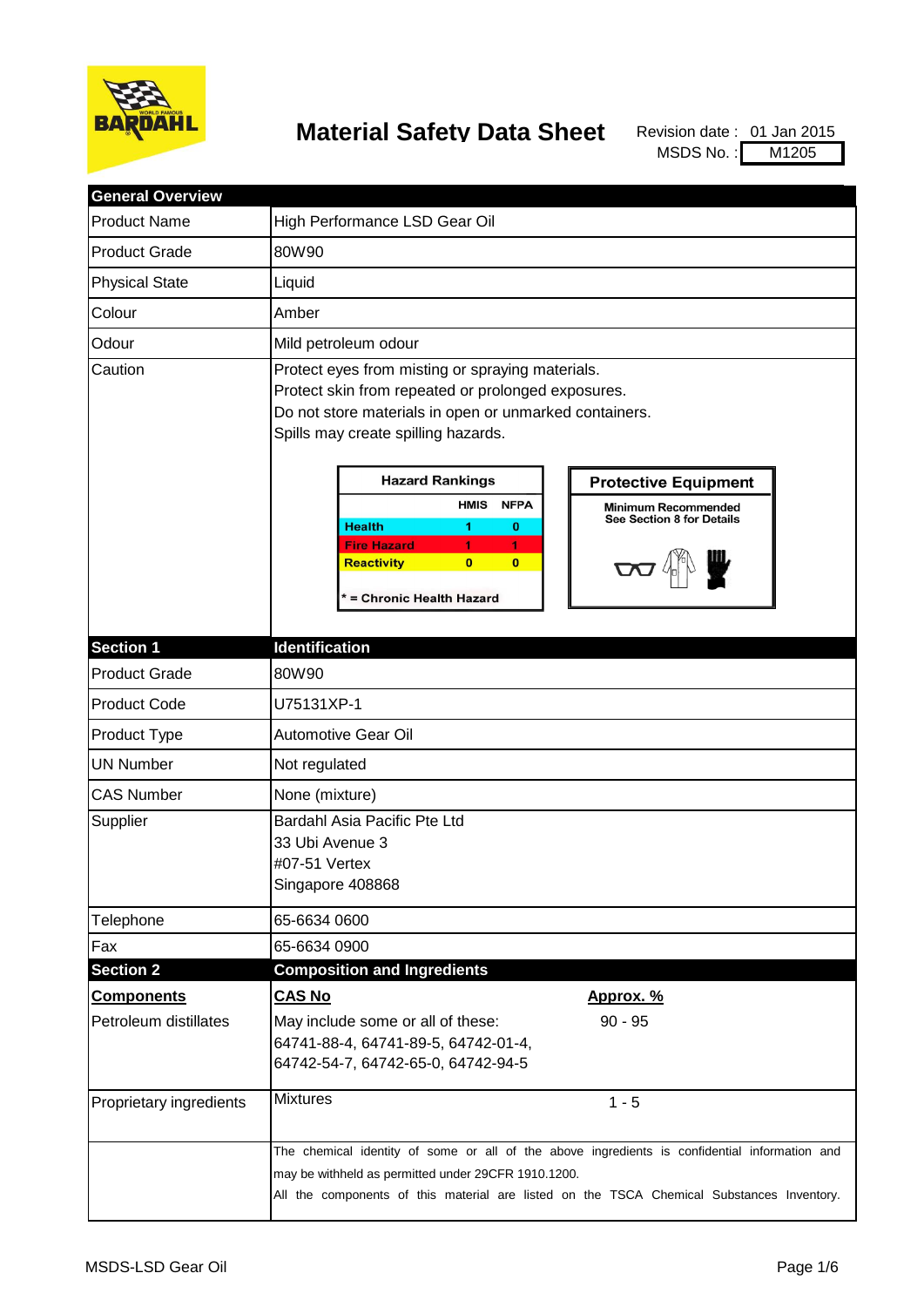# Material Safety Data Sheet

Revision date : 01 Jan 2015
MSDS No. : M1205

| General Overview | |
|---|---|
| Product Name | High Performance LSD Gear Oil |
| Product Grade | 80W90 |
| Physical State | Liquid |
| Colour | Amber |
| Odour | Mild petroleum odour |
| Caution | Protect eyes from misting or spraying materials.<br>Protect skin from repeated or prolonged exposures.<br>Do not store materials in open or unmarked containers.<br>Spills may create spilling hazards. |

**Hazard Rankings**

| | HMIS | NFPA |
|---|---|---|
| Health | 1 | 0 |
| Fire Hazard | 1 | 1 |
| Reactivity | 0 | 0 |

* = Chronic Health Hazard

**Protective Equipment**

Minimum Recommended
See Section 8 for Details

| Section 1 | Identification |
|---|---|
| Product Grade | 80W90 |
| Product Code | U75131XP-1 |
| Product Type | Automotive Gear Oil |
| UN Number | Not regulated |
| CAS Number | None (mixture) |
| Supplier | Bardahl Asia Pacific Pte Ltd<br>33 Ubi Avenue 3<br>#07-51 Vertex<br>Singapore 408868 |
| Telephone | 65-6634 0600 |
| Fax | 65-6634 0900 |

## Section 2 Composition and Ingredients

| Components | CAS No | Approx. % |
|---|---|---|
| Petroleum distillates | May include some or all of these:<br>64741-88-4, 64741-89-5, 64742-01-4,<br>64742-54-7, 64742-65-0, 64742-94-5 | 90 - 95 |
| Proprietary ingredients | Mixtures | 1 - 5 |

The chemical identity of some or all of the above ingredients is confidential information and may be withheld as permitted under 29CFR 1910.1200.
All the components of this material are listed on the TSCA Chemical Substances Inventory.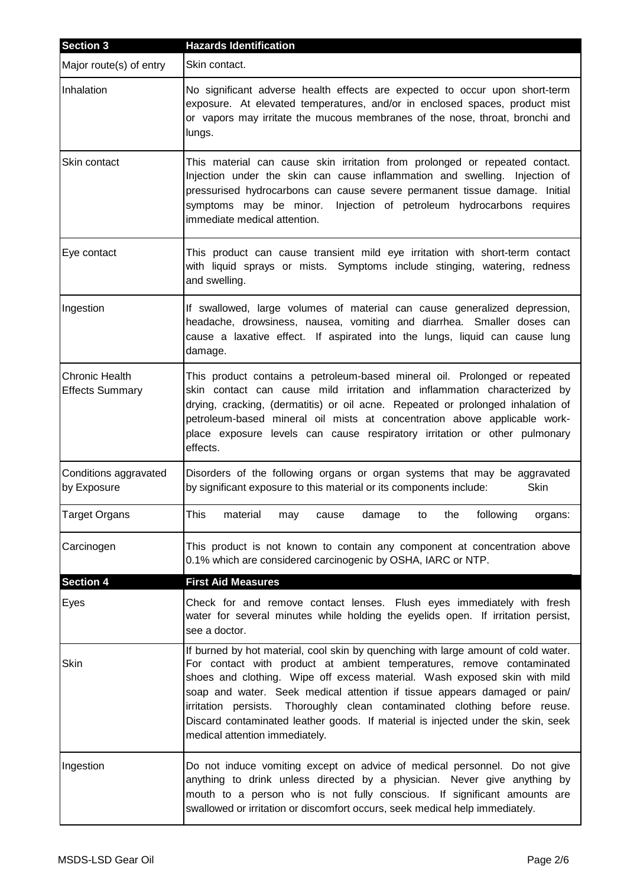| Section 3 | Hazards Identification |
|---|---|
| Major route(s) of entry | Skin contact. |
| Inhalation | No significant adverse health effects are expected to occur upon short-term exposure. At elevated temperatures, and/or in enclosed spaces, product mist or vapors may irritate the mucous membranes of the nose, throat, bronchi and lungs. |
| Skin contact | This material can cause skin irritation from prolonged or repeated contact. Injection under the skin can cause inflammation and swelling. Injection of pressurised hydrocarbons can cause severe permanent tissue damage. Initial symptoms may be minor. Injection of petroleum hydrocarbons requires immediate medical attention. |
| Eye contact | This product can cause transient mild eye irritation with short-term contact with liquid sprays or mists. Symptoms include stinging, watering, redness and swelling. |
| Ingestion | If swallowed, large volumes of material can cause generalized depression, headache, drowsiness, nausea, vomiting and diarrhea. Smaller doses can cause a laxative effect. If aspirated into the lungs, liquid can cause lung damage. |
| Chronic Health Effects Summary | This product contains a petroleum-based mineral oil. Prolonged or repeated skin contact can cause mild irritation and inflammation characterized by drying, cracking, (dermatitis) or oil acne. Repeated or prolonged inhalation of petroleum-based mineral oil mists at concentration above applicable work-place exposure levels can cause respiratory irritation or other pulmonary effects. |
| Conditions aggravated by Exposure | Disorders of the following organs or organ systems that may be aggravated by significant exposure to this material or its components include: Skin |
| Target Organs | This material may cause damage to the following organs: |
| Carcinogen | This product is not known to contain any component at concentration above 0.1% which are considered carcinogenic by OSHA, IARC or NTP. |

| Section 4 | First Aid Measures |
|---|---|
| Eyes | Check for and remove contact lenses. Flush eyes immediately with fresh water for several minutes while holding the eyelids open. If irritation persist, see a doctor. |
| Skin | If burned by hot material, cool skin by quenching with large amount of cold water. For contact with product at ambient temperatures, remove contaminated shoes and clothing. Wipe off excess material. Wash exposed skin with mild soap and water. Seek medical attention if tissue appears damaged or pain/ irritation persists. Thoroughly clean contaminated clothing before reuse. Discard contaminated leather goods. If material is injected under the skin, seek medical attention immediately. |
| Ingestion | Do not induce vomiting except on advice of medical personnel. Do not give anything to drink unless directed by a physician. Never give anything by mouth to a person who is not fully conscious. If significant amounts are swallowed or irritation or discomfort occurs, seek medical help immediately. |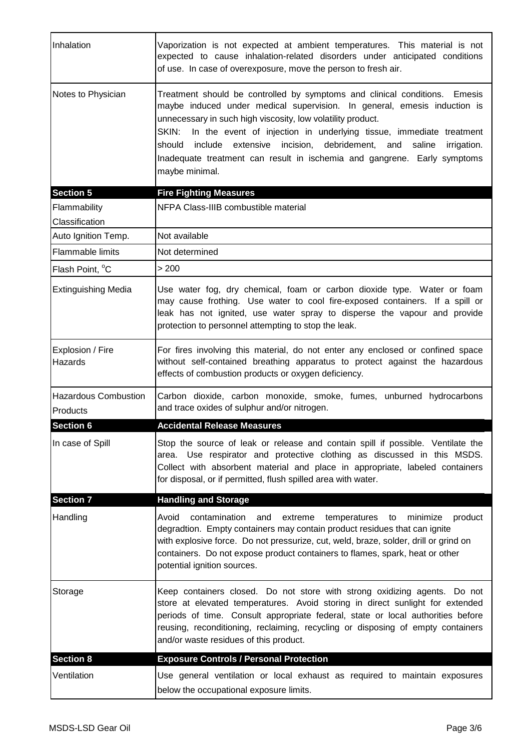| | |
|---|---|
| Inhalation | Vaporization is not expected at ambient temperatures. This material is not expected to cause inhalation-related disorders under anticipated conditions of use. In case of overexposure, move the person to fresh air. |
| Notes to Physician | Treatment should be controlled by symptoms and clinical conditions. Emesis maybe induced under medical supervision. In general, emesis induction is unnecessary in such high viscosity, low volatility product.<br>SKIN: In the event of injection in underlying tissue, immediate treatment should include extensive incision, debridement, and saline irrigation. Inadequate treatment can result in ischemia and gangrene. Early symptoms maybe minimal. |
| **Section 5** | **Fire Fighting Measures** |
| Flammability Classification | NFPA Class-IIIB combustible material |
| Auto Ignition Temp. | Not available |
| Flammable limits | Not determined |
| Flash Point, °C | > 200 |
| Extinguishing Media | Use water fog, dry chemical, foam or carbon dioxide type. Water or foam may cause frothing. Use water to cool fire-exposed containers. If a spill or leak has not ignited, use water spray to disperse the vapour and provide protection to personnel attempting to stop the leak. |
| Explosion / Fire Hazards | For fires involving this material, do not enter any enclosed or confined space without self-contained breathing apparatus to protect against the hazardous effects of combustion products or oxygen deficiency. |
| Hazardous Combustion Products | Carbon dioxide, carbon monoxide, smoke, fumes, unburned hydrocarbons and trace oxides of sulphur and/or nitrogen. |
| **Section 6** | **Accidental Release Measures** |
| In case of Spill | Stop the source of leak or release and contain spill if possible. Ventilate the area. Use respirator and protective clothing as discussed in this MSDS. Collect with absorbent material and place in appropriate, labeled containers for disposal, or if permitted, flush spilled area with water. |
| **Section 7** | **Handling and Storage** |
| Handling | Avoid contamination and extreme temperatures to minimize product degradtion. Empty containers may contain product residues that can ignite with explosive force. Do not pressurize, cut, weld, braze, solder, drill or grind on containers. Do not expose product containers to flames, spark, heat or other potential ignition sources. |
| Storage | Keep containers closed. Do not store with strong oxidizing agents. Do not store at elevated temperatures. Avoid storing in direct sunlight for extended periods of time. Consult appropriate federal, state or local authorities before reusing, reconditioning, reclaiming, recycling or disposing of empty containers and/or waste residues of this product. |
| **Section 8** | **Exposure Controls / Personal Protection** |
| Ventilation | Use general ventilation or local exhaust as required to maintain exposures below the occupational exposure limits. |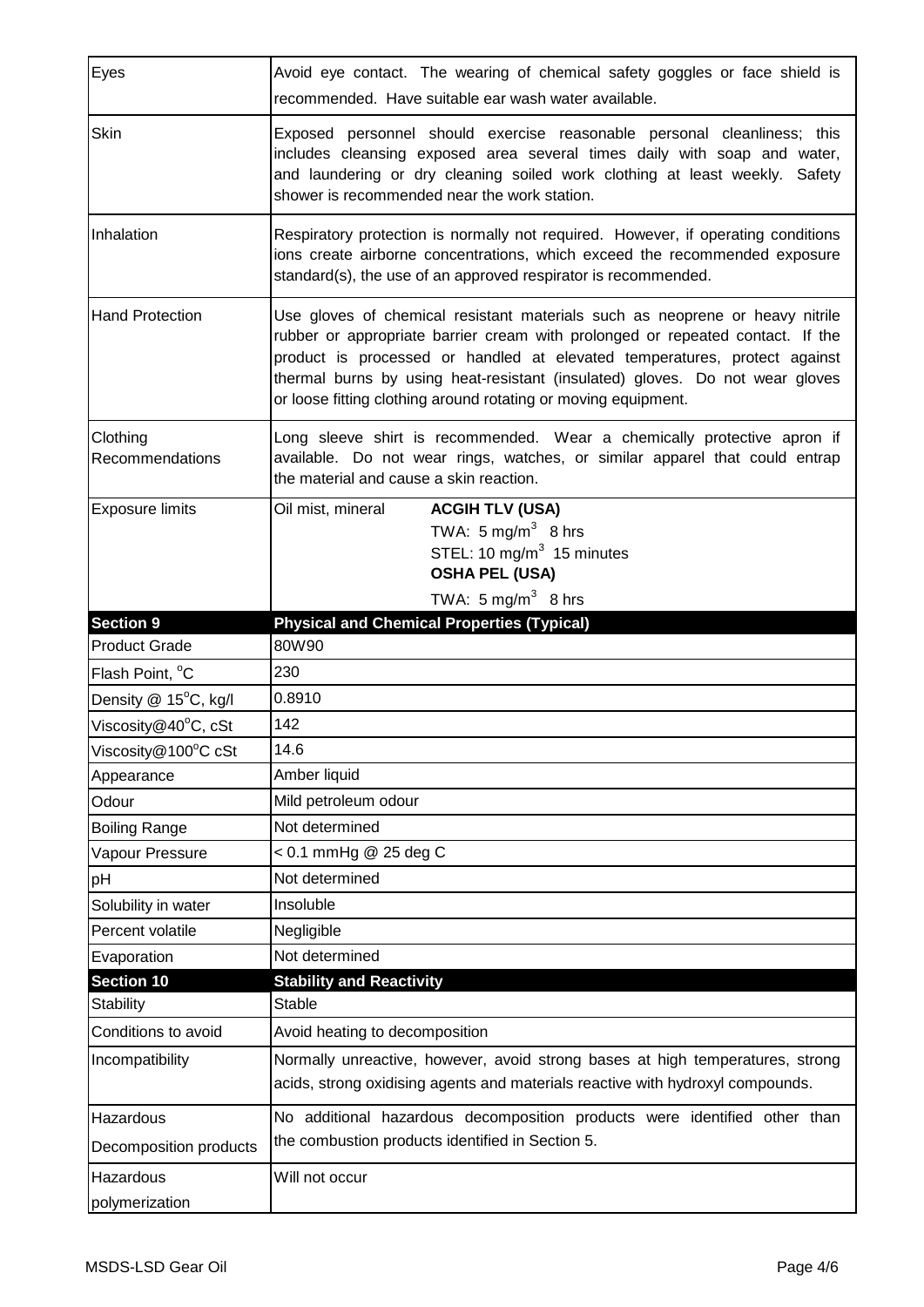| | |
|---|---|
| Eyes | Avoid eye contact. The wearing of chemical safety goggles or face shield is recommended. Have suitable ear wash water available. |
| Skin | Exposed personnel should exercise reasonable personal cleanliness; this includes cleansing exposed area several times daily with soap and water, and laundering or dry cleaning soiled work clothing at least weekly. Safety shower is recommended near the work station. |
| Inhalation | Respiratory protection is normally not required. However, if operating conditions ions create airborne concentrations, which exceed the recommended exposure standard(s), the use of an approved respirator is recommended. |
| Hand Protection | Use gloves of chemical resistant materials such as neoprene or heavy nitrile rubber or appropriate barrier cream with prolonged or repeated contact. If the product is processed or handled at elevated temperatures, protect against thermal burns by using heat-resistant (insulated) gloves. Do not wear gloves or loose fitting clothing around rotating or moving equipment. |
| Clothing Recommendations | Long sleeve shirt is recommended. Wear a chemically protective apron if available. Do not wear rings, watches, or similar apparel that could entrap the material and cause a skin reaction. |
| Exposure limits | Oil mist, mineral — **ACGIH TLV (USA)** TWA: 5 mg/m$^3$ 8 hrs; STEL: 10 mg/m$^3$ 15 minutes; **OSHA PEL (USA)** TWA: 5 mg/m$^3$ 8 hrs |

| **Section 9** | **Physical and Chemical Properties (Typical)** |
|---|---|
| Product Grade | 80W90 |
| Flash Point, °C | 230 |
| Density @ 15°C, kg/l | 0.8910 |
| Viscosity@40°C, cSt | 142 |
| Viscosity@100°C cSt | 14.6 |
| Appearance | Amber liquid |
| Odour | Mild petroleum odour |
| Boiling Range | Not determined |
| Vapour Pressure | < 0.1 mmHg @ 25 deg C |
| pH | Not determined |
| Solubility in water | Insoluble |
| Percent volatile | Negligible |
| Evaporation | Not determined |

| **Section 10** | **Stability and Reactivity** |
|---|---|
| Stability | Stable |
| Conditions to avoid | Avoid heating to decomposition |
| Incompatibility | Normally unreactive, however, avoid strong bases at high temperatures, strong acids, strong oxidising agents and materials reactive with hydroxyl compounds. |
| Hazardous Decomposition products | No additional hazardous decomposition products were identified other than the combustion products identified in Section 5. |
| Hazardous polymerization | Will not occur |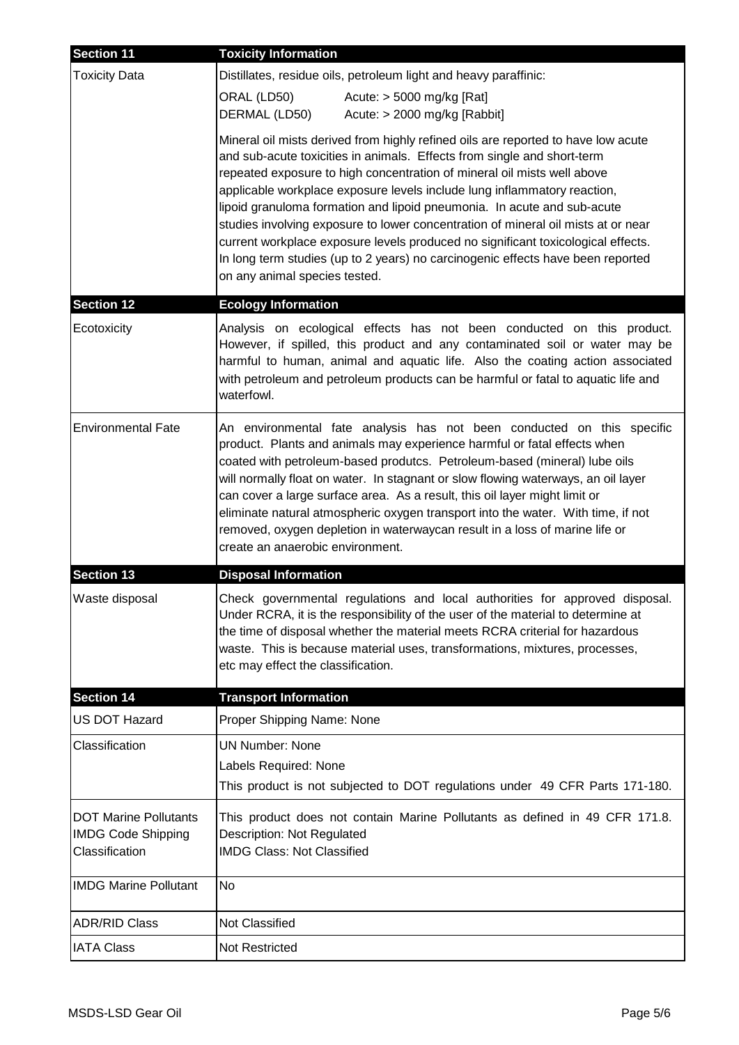| Section 11 | Toxicity Information |
| --- | --- |
| Toxicity Data | Distillates, residue oils, petroleum light and heavy paraffinic:<br>ORAL (LD50) Acute: > 5000 mg/kg [Rat]<br>DERMAL (LD50) Acute: > 2000 mg/kg [Rabbit]<br><br>Mineral oil mists derived from highly refined oils are reported to have low acute and sub-acute toxicities in animals. Effects from single and short-term repeated exposure to high concentration of mineral oil mists well above applicable workplace exposure levels include lung inflammatory reaction, lipoid granuloma formation and lipoid pneumonia. In acute and sub-acute studies involving exposure to lower concentration of mineral oil mists at or near current workplace exposure levels produced no significant toxicological effects. In long term studies (up to 2 years) no carcinogenic effects have been reported on any animal species tested. |

| Section 12 | Ecology Information |
| --- | --- |
| Ecotoxicity | Analysis on ecological effects has not been conducted on this product. However, if spilled, this product and any contaminated soil or water may be harmful to human, animal and aquatic life. Also the coating action associated with petroleum and petroleum products can be harmful or fatal to aquatic life and waterfowl. |
| Environmental Fate | An environmental fate analysis has not been conducted on this specific product. Plants and animals may experience harmful or fatal effects when coated with petroleum-based produtcs. Petroleum-based (mineral) lube oils will normally float on water. In stagnant or slow flowing waterways, an oil layer can cover a large surface area. As a result, this oil layer might limit or eliminate natural atmospheric oxygen transport into the water. With time, if not removed, oxygen depletion in waterwaycan result in a loss of marine life or create an anaerobic environment. |

| Section 13 | Disposal Information |
| --- | --- |
| Waste disposal | Check governmental regulations and local authorities for approved disposal. Under RCRA, it is the responsibility of the user of the material to determine at the time of disposal whether the material meets RCRA criterial for hazardous waste. This is because material uses, transformations, mixtures, processes, etc may effect the classification. |

| Section 14 | Transport Information |
| --- | --- |
| US DOT Hazard | Proper Shipping Name: None |
| Classification | UN Number: None<br>Labels Required: None<br>This product is not subjected to DOT regulations under 49 CFR Parts 171-180. |
| DOT Marine Pollutants<br>IMDG Code Shipping Classification | This product does not contain Marine Pollutants as defined in 49 CFR 171.8.<br>Description: Not Regulated<br>IMDG Class: Not Classified |
| IMDG Marine Pollutant | No |
| ADR/RID Class | Not Classified |
| IATA Class | Not Restricted |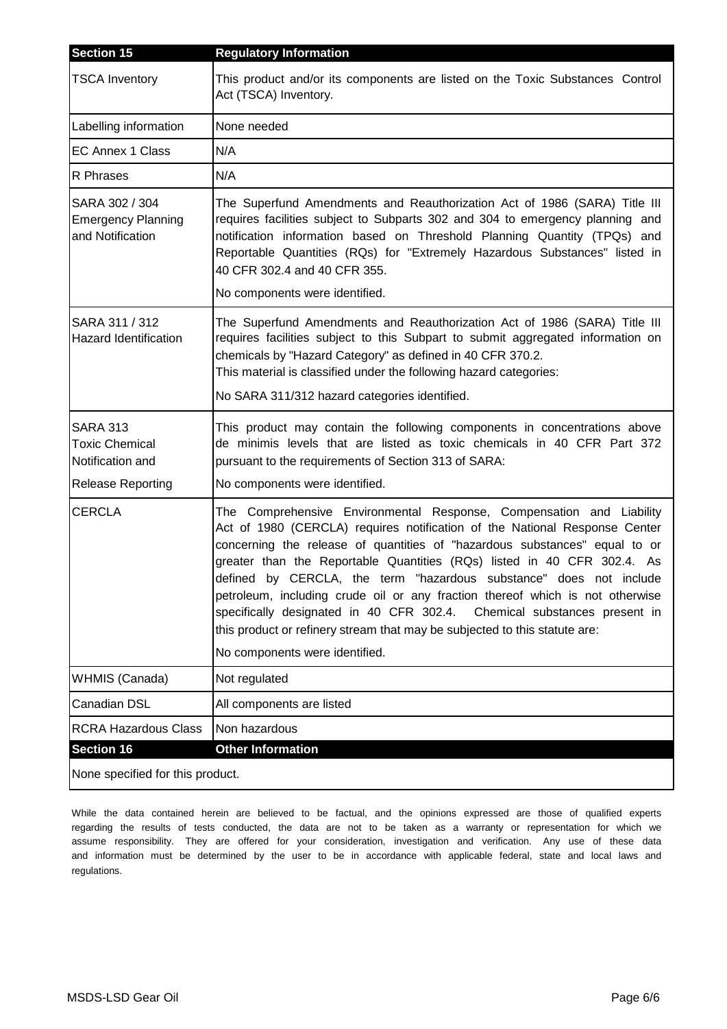| Section 15 | Regulatory Information |
|---|---|
| TSCA Inventory | This product and/or its components are listed on the Toxic Substances Control Act (TSCA) Inventory. |
| Labelling information | None needed |
| EC Annex 1 Class | N/A |
| R Phrases | N/A |
| SARA 302 / 304 Emergency Planning and Notification | The Superfund Amendments and Reauthorization Act of 1986 (SARA) Title III requires facilities subject to Subparts 302 and 304 to emergency planning and notification information based on Threshold Planning Quantity (TPQs) and Reportable Quantities (RQs) for "Extremely Hazardous Substances" listed in 40 CFR 302.4 and 40 CFR 355.<br><br>No components were identified. |
| SARA 311 / 312 Hazard Identification | The Superfund Amendments and Reauthorization Act of 1986 (SARA) Title III requires facilities subject to this Subpart to submit aggregated information on chemicals by "Hazard Category" as defined in 40 CFR 370.2.<br>This material is classified under the following hazard categories:<br><br>No SARA 311/312 hazard categories identified. |
| SARA 313 Toxic Chemical Notification and Release Reporting | This product may contain the following components in concentrations above de minimis levels that are listed as toxic chemicals in 40 CFR Part 372 pursuant to the requirements of Section 313 of SARA:<br><br>No components were identified. |
| CERCLA | The Comprehensive Environmental Response, Compensation and Liability Act of 1980 (CERCLA) requires notification of the National Response Center concerning the release of quantities of "hazardous substances" equal to or greater than the Reportable Quantities (RQs) listed in 40 CFR 302.4. As defined by CERCLA, the term "hazardous substance" does not include petroleum, including crude oil or any fraction thereof which is not otherwise specifically designated in 40 CFR 302.4. Chemical substances present in this product or refinery stream that may be subjected to this statute are:<br><br>No components were identified. |
| WHMIS (Canada) | Not regulated |
| Canadian DSL | All components are listed |
| RCRA Hazardous Class | Non hazardous |

| Section 16 | Other Information |
|---|---|
| None specified for this product. | |

While the data contained herein are believed to be factual, and the opinions expressed are those of qualified experts regarding the results of tests conducted, the data are not to be taken as a warranty or representation for which we assume responsibility. They are offered for your consideration, investigation and verification. Any use of these data and information must be determined by the user to be in accordance with applicable federal, state and local laws and regulations.